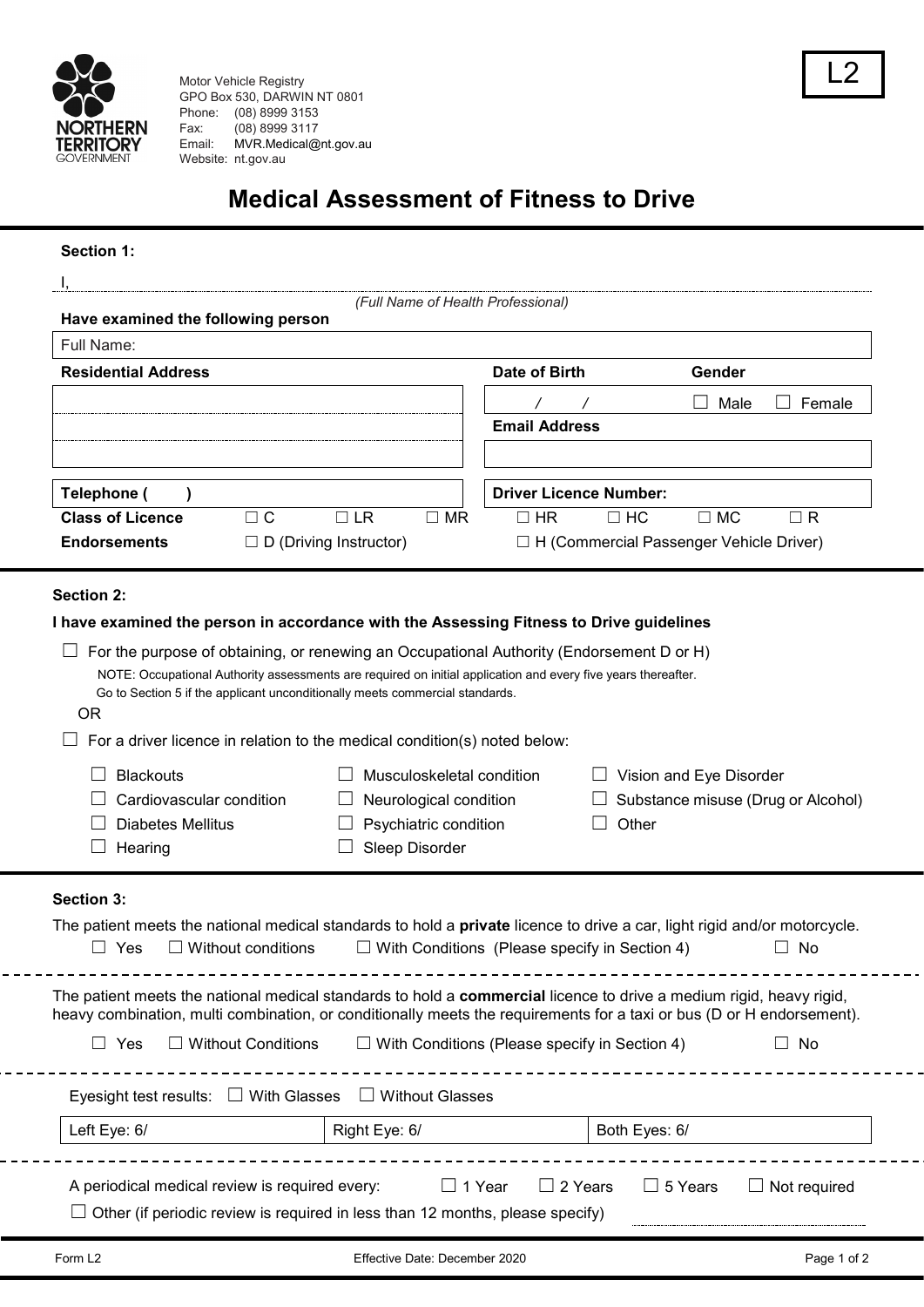Motor Vehicle Registry
GPO Box 530, DARWIN NT 0801
Phone: (08) 8999 3153
Fax: (08) 8999 3117
Email: MVR.Medical@nt.gov.au
Website: nt.gov.au

L2

# Medical Assessment of Fitness to Drive

**Section 1:**

I, ....................................................................................................................................................
*(Full Name of Health Professional)*

**Have examined the following person**

| Full Name: | | | |
|---|---|---|---|
| **Residential Address** | | **Date of Birth** | **Gender** |
| | | / / | ☐ Male ☐ Female |
| | | **Email Address** | |
| | | | |
| **Telephone ( )** | | **Driver Licence Number:** | |

**Class of Licence** ☐ C ☐ LR ☐ MR ☐ HR ☐ HC ☐ MC ☐ R

**Endorsements** ☐ D (Driving Instructor) ☐ H (Commercial Passenger Vehicle Driver)

**Section 2:**

**I have examined the person in accordance with the Assessing Fitness to Drive guidelines**

☐ For the purpose of obtaining, or renewing an Occupational Authority (Endorsement D or H)

NOTE: Occupational Authority assessments are required on initial application and every five years thereafter.
Go to Section 5 if the applicant unconditionally meets commercial standards.

OR

☐ For a driver licence in relation to the medical condition(s) noted below:

- ☐ Blackouts
- ☐ Cardiovascular condition
- ☐ Diabetes Mellitus
- ☐ Hearing
- ☐ Musculoskeletal condition
- ☐ Neurological condition
- ☐ Psychiatric condition
- ☐ Sleep Disorder
- ☐ Vision and Eye Disorder
- ☐ Substance misuse (Drug or Alcohol)
- ☐ Other

**Section 3:**

The patient meets the national medical standards to hold a **private** licence to drive a car, light rigid and/or motorcycle.

☐ Yes ☐ Without conditions ☐ With Conditions (Please specify in Section 4) ☐ No

The patient meets the national medical standards to hold a **commercial** licence to drive a medium rigid, heavy rigid, heavy combination, multi combination, or conditionally meets the requirements for a taxi or bus (D or H endorsement).

☐ Yes ☐ Without Conditions ☐ With Conditions (Please specify in Section 4) ☐ No

Eyesight test results: ☐ With Glasses ☐ Without Glasses

| Left Eye: 6/ | Right Eye: 6/ | Both Eyes: 6/ |
|---|---|---|

A periodical medical review is required every: ☐ 1 Year ☐ 2 Years ☐ 5 Years ☐ Not required

☐ Other (if periodic review is required in less than 12 months, please specify) ..............................

Form L2 Effective Date: December 2020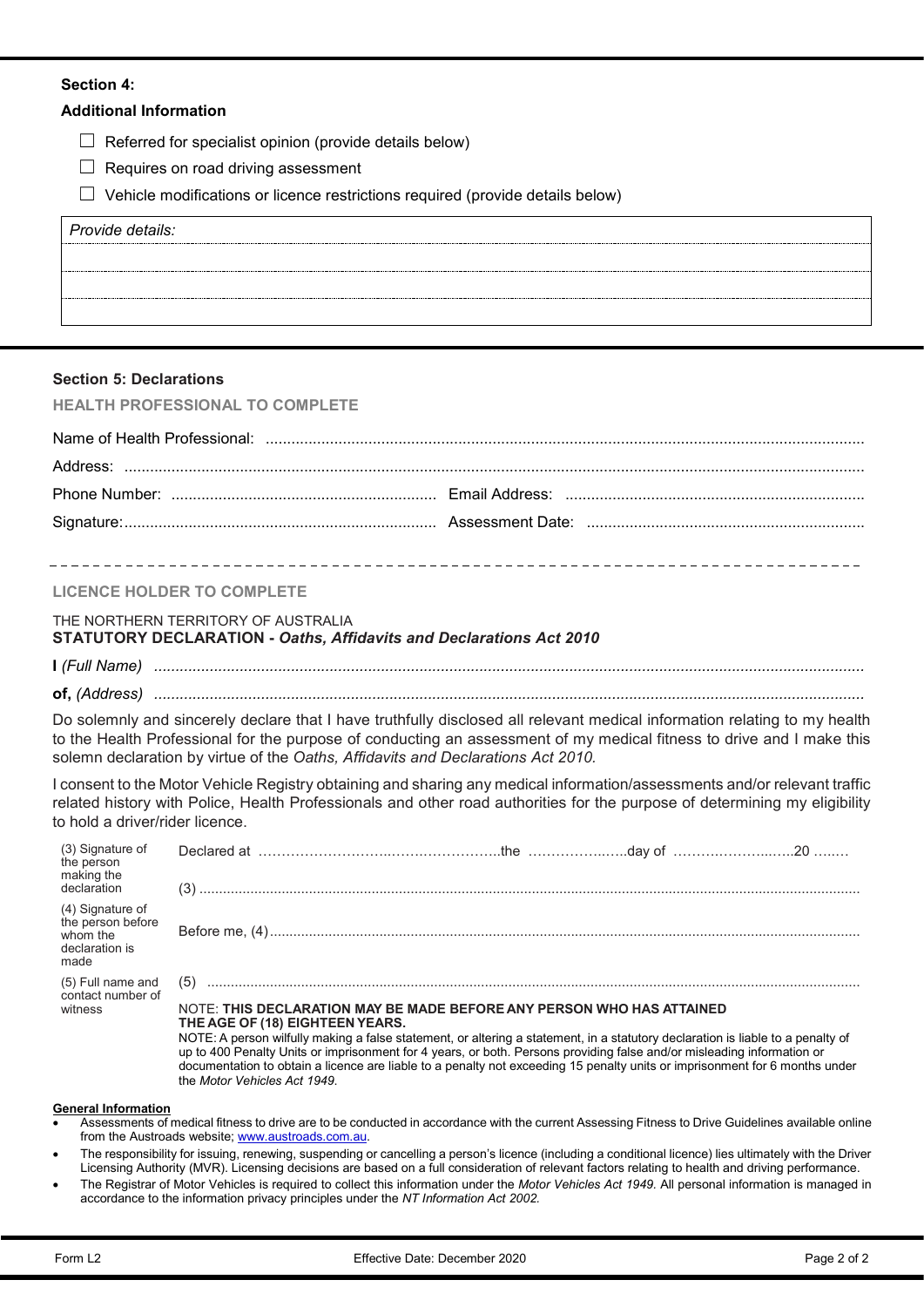**Section 4:**

**Additional Information**

- ☐ Referred for specialist opinion (provide details below)
- ☐ Requires on road driving assessment
- ☐ Vehicle modifications or licence restrictions required (provide details below)

| *Provide details:* |
| --- |
| |
| |
| |

**Section 5: Declarations**

**HEALTH PROFESSIONAL TO COMPLETE**

Name of Health Professional: ..........................................................................................................................................

Address: ..........................................................................................................................................

Phone Number: ............................................................ Email Address: ............................................................

Signature:............................................................ Assessment Date: ............................................................

**LICENCE HOLDER TO COMPLETE**

THE NORTHERN TERRITORY OF AUSTRALIA

**STATUTORY DECLARATION -** ***Oaths, Affidavits and Declarations Act 2010***

**I** *(Full Name)* ..........................................................................................................................................

**of,** *(Address)* ..........................................................................................................................................

Do solemnly and sincerely declare that I have truthfully disclosed all relevant medical information relating to my health to the Health Professional for the purpose of conducting an assessment of my medical fitness to drive and I make this solemn declaration by virtue of the *Oaths, Affidavits and Declarations Act 2010.*

I consent to the Motor Vehicle Registry obtaining and sharing any medical information/assessments and/or relevant traffic related history with Police, Health Professionals and other road authorities for the purpose of determining my eligibility to hold a driver/rider licence.

| | |
| --- | --- |
| (3) Signature of the person making the declaration | Declared at ……………………..…………………..the ………………..…..day of ……….………..…..20 ….…. |
| | (3) .......................................................................................................................... |
| (4) Signature of the person before whom the declaration is made | Before me, (4).......................................................................................................................... |
| (5) Full name and contact number of witness | (5) .......................................................................................................................... |
| | NOTE: **THIS DECLARATION MAY BE MADE BEFORE ANY PERSON WHO HAS ATTAINED THE AGE OF (18) EIGHTEEN YEARS.** |
| | NOTE: A person wilfully making a false statement, or altering a statement, in a statutory declaration is liable to a penalty of up to 400 Penalty Units or imprisonment for 4 years, or both. Persons providing false and/or misleading information or documentation to obtain a licence are liable to a penalty not exceeding 15 penalty units or imprisonment for 6 months under the *Motor Vehicles Act 1949*. |

**General Information**

- Assessments of medical fitness to drive are to be conducted in accordance with the current Assessing Fitness to Drive Guidelines available online from the Austroads website; www.austroads.com.au.
- The responsibility for issuing, renewing, suspending or cancelling a person's licence (including a conditional licence) lies ultimately with the Driver Licensing Authority (MVR). Licensing decisions are based on a full consideration of relevant factors relating to health and driving performance.
- The Registrar of Motor Vehicles is required to collect this information under the *Motor Vehicles Act 1949.* All personal information is managed in accordance to the information privacy principles under the *NT Information Act 2002.*

Form L2 Effective Date: December 2020